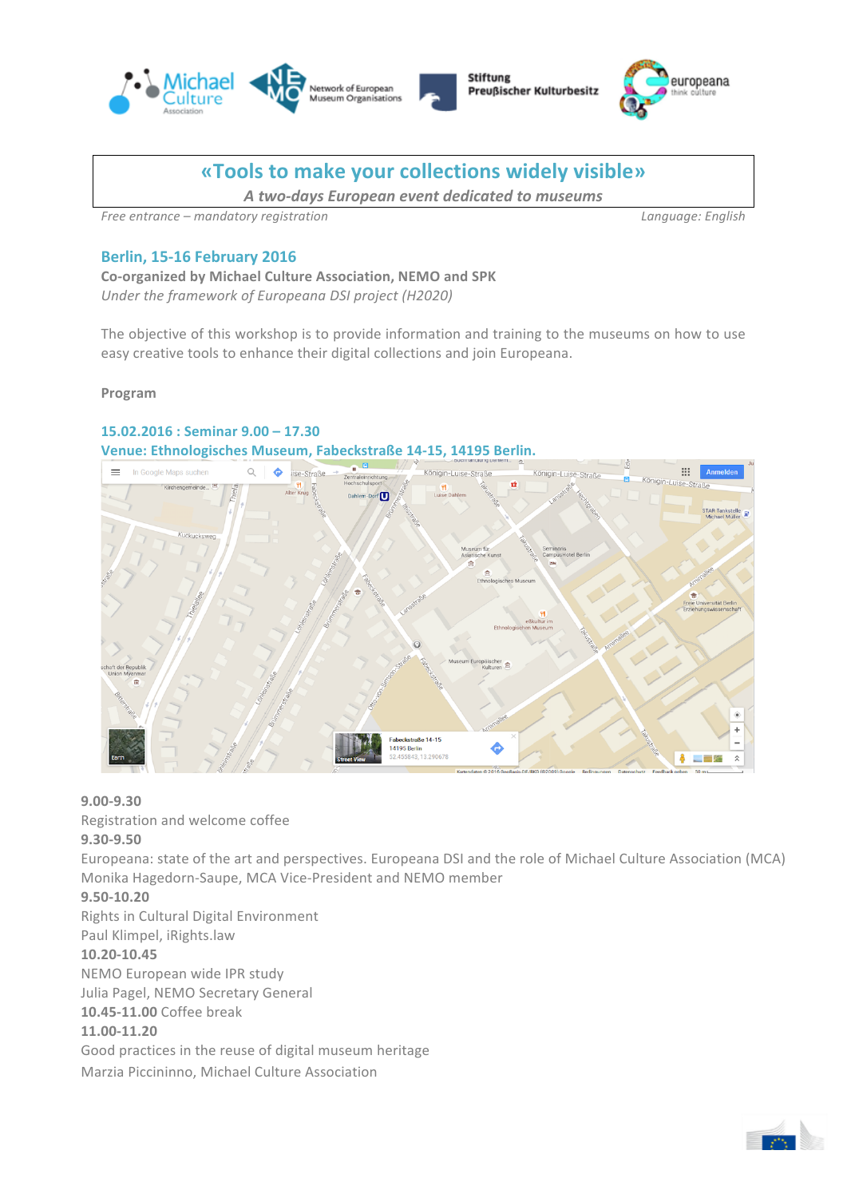# «Tools to make your collections widely visible»

*A two-days European event dedicated to museums*

*Free entrance – mandatory registration* *Language: English*

## Berlin, 15-16 February 2016

**Co-organized by Michael Culture Association, NEMO and SPK**

*Under the framework of Europeana DSI project (H2020)*

The objective of this workshop is to provide information and training to the museums on how to use easy creative tools to enhance their digital collections and join Europeana.

**Program**

### 15.02.2016 : Seminar 9.00 – 17.30

### Venue: Ethnologisches Museum, Fabeckstraße 14-15, 14195 Berlin.

**9.00-9.30**
Registration and welcome coffee

**9.30-9.50**
Europeana: state of the art and perspectives. Europeana DSI and the role of Michael Culture Association (MCA)
Monika Hagedorn-Saupe, MCA Vice-President and NEMO member

**9.50-10.20**
Rights in Cultural Digital Environment
Paul Klimpel, iRights.law

**10.20-10.45**
NEMO European wide IPR study
Julia Pagel, NEMO Secretary General

**10.45-11.00** Coffee break

**11.00-11.20**
Good practices in the reuse of digital museum heritage
Marzia Piccininno, Michael Culture Association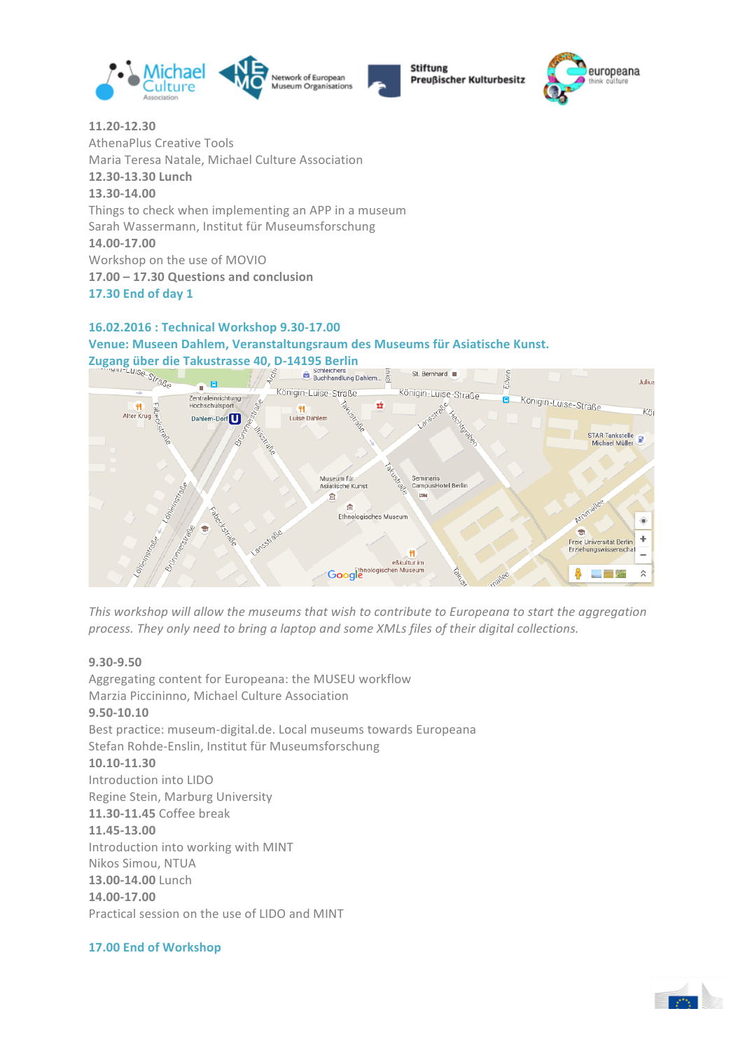**11.20-12.30**
AthenaPlus Creative Tools
Maria Teresa Natale, Michael Culture Association
**12.30-13.30 Lunch**
**13.30-14.00**
Things to check when implementing an APP in a museum
Sarah Wassermann, Institut für Museumsforschung
**14.00-17.00**
Workshop on the use of MOVIO
**17.00 – 17.30 Questions and conclusion**
**17.30 End of day 1**

## 16.02.2016 : Technical Workshop 9.30-17.00

**Venue: Museen Dahlem, Veranstaltungsraum des Museums für Asiatische Kunst.**
**Zugang über die Takustrasse 40, D-14195 Berlin**

*This workshop will allow the museums that wish to contribute to Europeana to start the aggregation process. They only need to bring a laptop and some XMLs files of their digital collections.*

**9.30-9.50**
Aggregating content for Europeana: the MUSEU workflow
Marzia Piccininno, Michael Culture Association
**9.50-10.10**
Best practice: museum-digital.de. Local museums towards Europeana
Stefan Rohde-Enslin, Institut für Museumsforschung
**10.10-11.30**
Introduction into LIDO
Regine Stein, Marburg University
**11.30-11.45** Coffee break
**11.45-13.00**
Introduction into working with MINT
Nikos Simou, NTUA
**13.00-14.00** Lunch
**14.00-17.00**
Practical session on the use of LIDO and MINT

**17.00 End of Workshop**